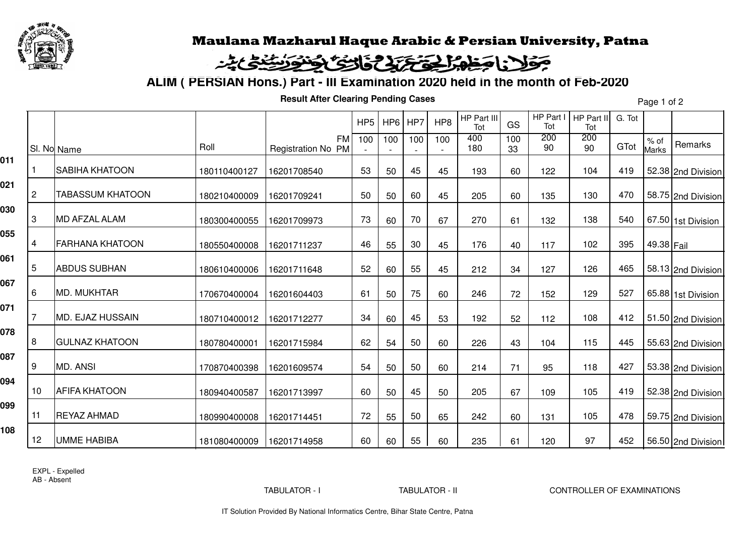# Maulana Mazharul Haque Arabic & Persian University, Patna

مولانا مظہر الحق عربی و فارسی یونیورسٹی پٹنہ

## ALIM ( PERSIAN Hons.) Part - III Examination 2020 held in the month of Feb-2020

**Result After Clearing Pending Cases**

| | Sl. No | Name | Roll | Registration No | HP5 | HP6 | HP7 | HP8 | HP Part III Tot | GS | HP Part I Tot | HP Part II Tot | G. Tot | % of Marks | Remarks |
|---|---|---|---|---|---|---|---|---|---|---|---|---|---|---|---|
| | | | | FM / PM | 100 / - | 100 / - | 100 / - | 100 / - | 400 / 180 | 100 / 33 | 200 / 90 | 200 / 90 | GTot | | |
| 011 | 1 | SABIHA KHATOON | 180110400127 | 16201708540 | 53 | 50 | 45 | 45 | 193 | 60 | 122 | 104 | 419 | 52.38 | 2nd Division |
| 021 | 2 | TABASSUM KHATOON | 180210400009 | 16201709241 | 50 | 50 | 60 | 45 | 205 | 60 | 135 | 130 | 470 | 58.75 | 2nd Division |
| 030 | 3 | MD AFZAL ALAM | 180300400055 | 16201709973 | 73 | 60 | 70 | 67 | 270 | 61 | 132 | 138 | 540 | 67.50 | 1st Division |
| 055 | 4 | FARHANA KHATOON | 180550400008 | 16201711237 | 46 | 55 | 30 | 45 | 176 | 40 | 117 | 102 | 395 | 49.38 | Fail |
| 061 | 5 | ABDUS SUBHAN | 180610400006 | 16201711648 | 52 | 60 | 55 | 45 | 212 | 34 | 127 | 126 | 465 | 58.13 | 2nd Division |
| 067 | 6 | MD. MUKHTAR | 170670400004 | 16201604403 | 61 | 50 | 75 | 60 | 246 | 72 | 152 | 129 | 527 | 65.88 | 1st Division |
| 071 | 7 | MD. EJAZ HUSSAIN | 180710400012 | 16201712277 | 34 | 60 | 45 | 53 | 192 | 52 | 112 | 108 | 412 | 51.50 | 2nd Division |
| 078 | 8 | GULNAZ KHATOON | 180780400001 | 16201715984 | 62 | 54 | 50 | 60 | 226 | 43 | 104 | 115 | 445 | 55.63 | 2nd Division |
| 087 | 9 | MD. ANSI | 170870400398 | 16201609574 | 54 | 50 | 50 | 60 | 214 | 71 | 95 | 118 | 427 | 53.38 | 2nd Division |
| 094 | 10 | AFIFA KHATOON | 180940400587 | 16201713997 | 60 | 50 | 45 | 50 | 205 | 67 | 109 | 105 | 419 | 52.38 | 2nd Division |
| 099 | 11 | REYAZ AHMAD | 180990400008 | 16201714451 | 72 | 55 | 50 | 65 | 242 | 60 | 131 | 105 | 478 | 59.75 | 2nd Division |
| 108 | 12 | UMME HABIBA | 181080400009 | 16201714958 | 60 | 60 | 55 | 60 | 235 | 61 | 120 | 97 | 452 | 56.50 | 2nd Division |

EXPL - Expelled
AB - Absent

TABULATOR - I TABULATOR - II CONTROLLER OF EXAMINATIONS

IT Solution Provided By National Informatics Centre, Bihar State Centre, Patna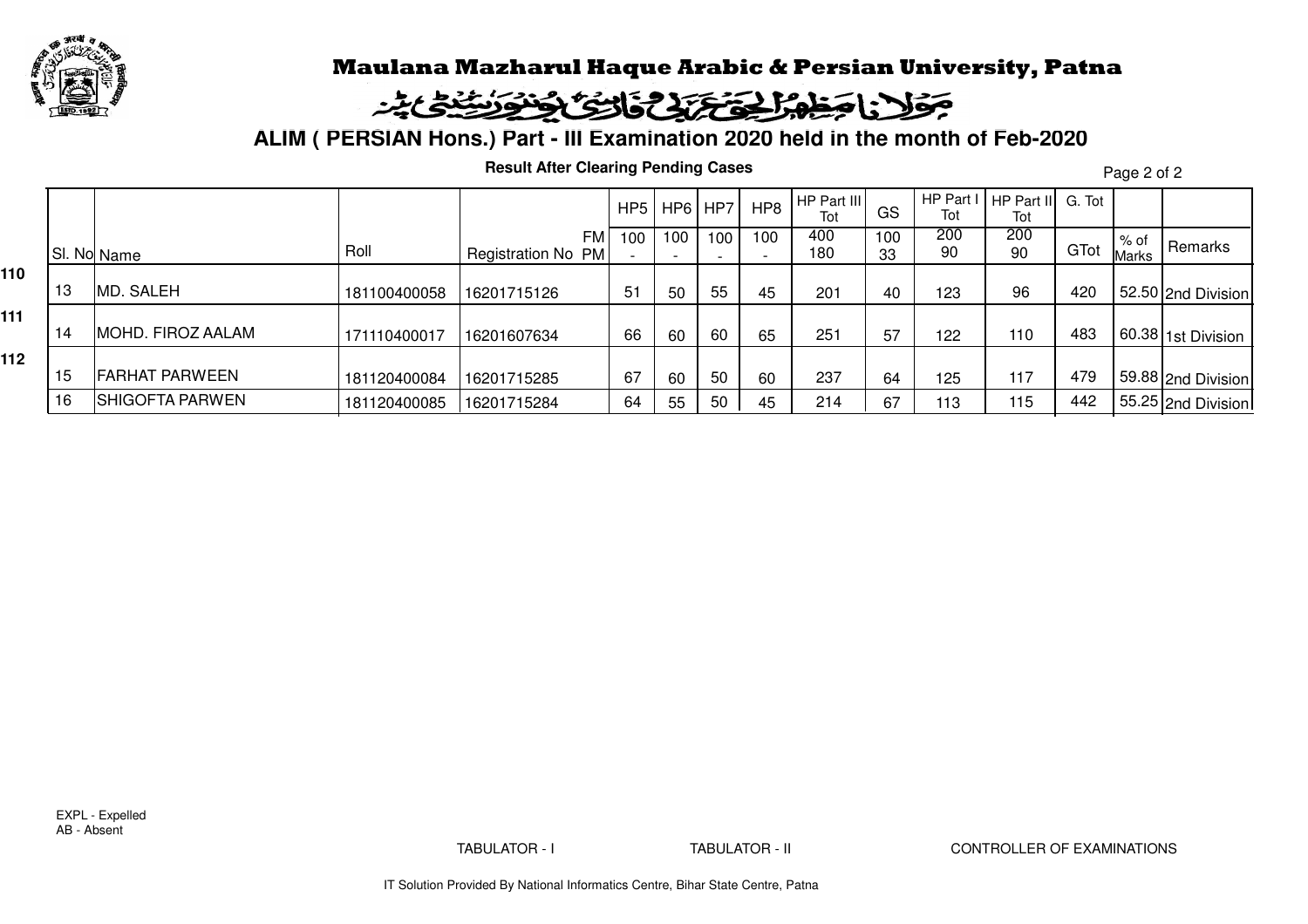# Maulana Mazharul Haque Arabic & Persian University, Patna

مولانا مظہرالحق عربی و فارسی یونیورسٹی پٹنہ

## ALIM ( PERSIAN Hons.) Part - III Examination 2020 held in the month of Feb-2020

**Result After Clearing Pending Cases**

| | | | | HP5 | HP6 | HP7 | HP8 | HP Part III Tot | GS | HP Part I Tot | HP Part II Tot | G. Tot | | |
|---|---|---|---|---|---|---|---|---|---|---|---|---|---|---|
| | Sl. No | Name | Roll | Registration No FM PM | 100 - | 100 - | 100 - | 100 - | 400 180 | 100 33 | 200 90 | 200 90 | GTot | % of Marks | Remarks |
| 110 | 13 | MD. SALEH | 181100400058 | 16201715126 | 51 | 50 | 55 | 45 | 201 | 40 | 123 | 96 | 420 | 52.50 | 2nd Division |
| 111 | 14 | MOHD. FIROZ AALAM | 171110400017 | 16201607634 | 66 | 60 | 60 | 65 | 251 | 57 | 122 | 110 | 483 | 60.38 | 1st Division |
| 112 | 15 | FARHAT PARWEEN | 181120400084 | 16201715285 | 67 | 60 | 50 | 60 | 237 | 64 | 125 | 117 | 479 | 59.88 | 2nd Division |
| | 16 | SHIGOFTA PARWEN | 181120400085 | 16201715284 | 64 | 55 | 50 | 45 | 214 | 67 | 113 | 115 | 442 | 55.25 | 2nd Division |

EXPL - Expelled
AB - Absent

TABULATOR - I TABULATOR - II CONTROLLER OF EXAMINATIONS

IT Solution Provided By National Informatics Centre, Bihar State Centre, Patna